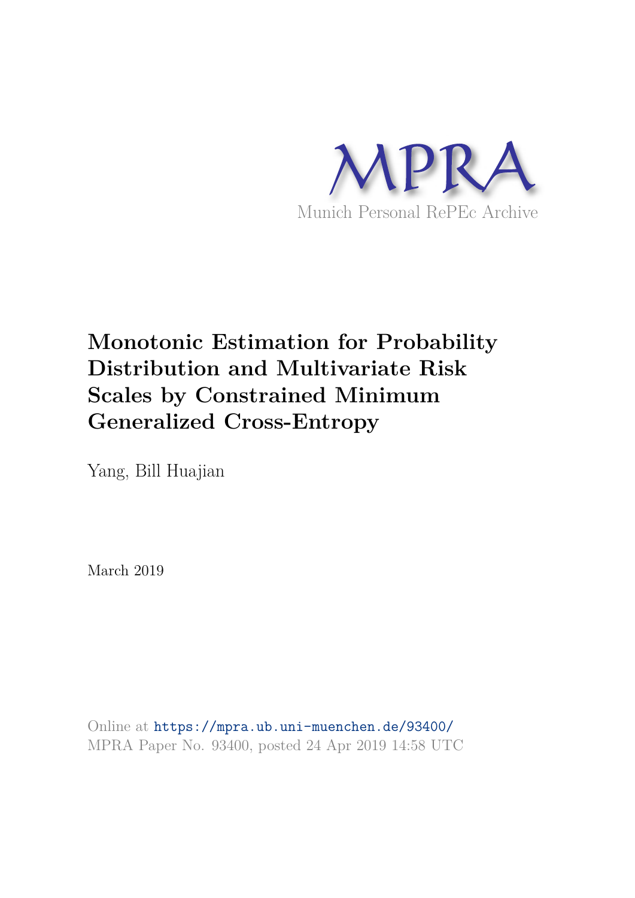MPRA

Munich Personal RePEc Archive

# Monotonic Estimation for Probability Distribution and Multivariate Risk Scales by Constrained Minimum Generalized Cross-Entropy

Yang, Bill Huajian

March 2019

Online at https://mpra.ub.uni-muenchen.de/93400/
MPRA Paper No. 93400, posted 24 Apr 2019 14:58 UTC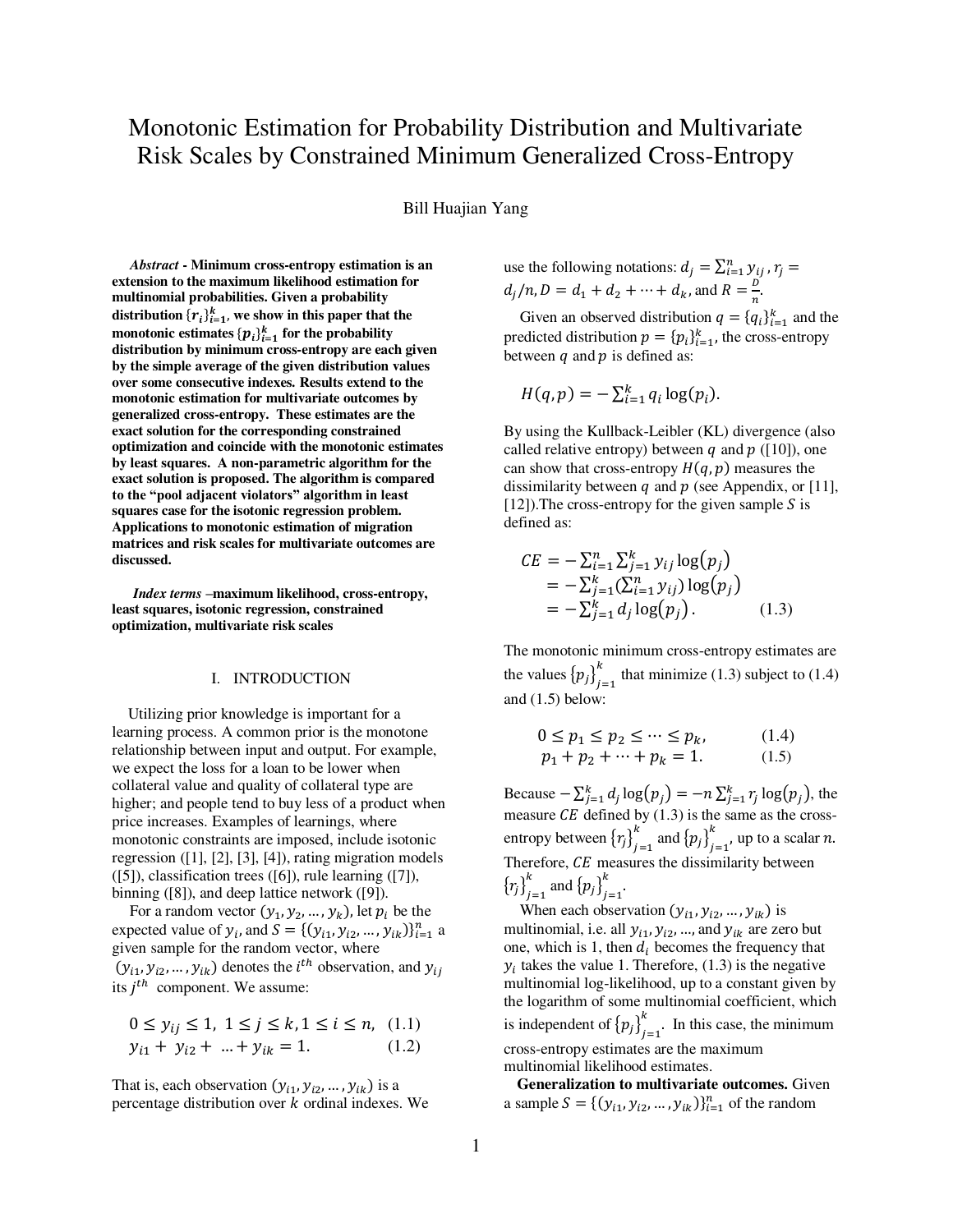# Monotonic Estimation for Probability Distribution and Multivariate Risk Scales by Constrained Minimum Generalized Cross-Entropy

Bill Huajian Yang

***Abstract*** **- Minimum cross-entropy estimation is an extension to the maximum likelihood estimation for multinomial probabilities. Given a probability distribution $\{r_i\}_{i=1}^k$, we show in this paper that the monotonic estimates $\{p_i\}_{i=1}^k$ for the probability distribution by minimum cross-entropy are each given by the simple average of the given distribution values over some consecutive indexes. Results extend to the monotonic estimation for multivariate outcomes by generalized cross-entropy. These estimates are the exact solution for the corresponding constrained optimization and coincide with the monotonic estimates by least squares. A non-parametric algorithm for the exact solution is proposed. The algorithm is compared to the "pool adjacent violators" algorithm in least squares case for the isotonic regression problem. Applications to monotonic estimation of migration matrices and risk scales for multivariate outcomes are discussed.**

***Index terms*** **–maximum likelihood, cross-entropy, least squares, isotonic regression, constrained optimization, multivariate risk scales**

## I. INTRODUCTION

Utilizing prior knowledge is important for a learning process. A common prior is the monotone relationship between input and output. For example, we expect the loss for a loan to be lower when collateral value and quality of collateral type are higher; and people tend to buy less of a product when price increases. Examples of learnings, where monotonic constraints are imposed, include isotonic regression ([1], [2], [3], [4]), rating migration models ([5]), classification trees ([6]), rule learning ([7]), binning ([8]), and deep lattice network ([9]).

For a random vector $(y_1, y_2, \ldots, y_k)$, let $p_i$ be the expected value of $y_i$, and $S = \{(y_{i1}, y_{i2}, \ldots, y_{ik})\}_{i=1}^n$ a given sample for the random vector, where $(y_{i1}, y_{i2}, \ldots, y_{ik})$ denotes the $i^{th}$ observation, and $y_{ij}$ its $j^{th}$ component. We assume:

$$0 \le y_{ij} \le 1, \;\; 1 \le j \le k, 1 \le i \le n, \quad (1.1)$$
$$y_{i1} + y_{i2} + \ldots + y_{ik} = 1. \quad (1.2)$$

That is, each observation $(y_{i1}, y_{i2}, \ldots, y_{ik})$ is a percentage distribution over $k$ ordinal indexes. We use the following notations: $d_j = \sum_{i=1}^n y_{ij}$, $r_j = d_j/n$, $D = d_1 + d_2 + \cdots + d_k$, and $R = \frac{D}{n}$.

Given an observed distribution $q = \{q_i\}_{i=1}^k$ and the predicted distribution $p = \{p_i\}_{i=1}^k$, the cross-entropy between $q$ and $p$ is defined as:

$$H(q, p) = -\sum_{i=1}^k q_i \log(p_i).$$

By using the Kullback-Leibler (KL) divergence (also called relative entropy) between $q$ and $p$ ([10]), one can show that cross-entropy $H(q, p)$ measures the dissimilarity between $q$ and $p$ (see Appendix, or [11], [12]).The cross-entropy for the given sample $S$ is defined as:

$$\begin{aligned} CE &= -\sum_{i=1}^n \sum_{j=1}^k y_{ij} \log(p_j) \\ &= -\sum_{j=1}^k \left(\sum_{i=1}^n y_{ij}\right) \log(p_j) \\ &= -\sum_{j=1}^k d_j \log(p_j). \end{aligned} \quad (1.3)$$

The monotonic minimum cross-entropy estimates are the values $\{p_j\}_{j=1}^k$ that minimize (1.3) subject to (1.4) and (1.5) below:

$$0 \le p_1 \le p_2 \le \cdots \le p_k, \quad (1.4)$$
$$p_1 + p_2 + \cdots + p_k = 1. \quad (1.5)$$

Because $-\sum_{j=1}^k d_j \log(p_j) = -n \sum_{j=1}^k r_j \log(p_j)$, the measure $CE$ defined by (1.3) is the same as the cross-entropy between $\{r_j\}_{j=1}^k$ and $\{p_j\}_{j=1}^k$, up to a scalar $n$. Therefore, $CE$ measures the dissimilarity between $\{r_j\}_{j=1}^k$ and $\{p_j\}_{j=1}^k$.

When each observation $(y_{i1}, y_{i2}, \ldots, y_{ik})$ is multinomial, i.e. all $y_{i1}, y_{i2}, \ldots,$ and $y_{ik}$ are zero but one, which is 1, then $d_i$ becomes the frequency that $y_i$ takes the value 1. Therefore, (1.3) is the negative multinomial log-likelihood, up to a constant given by the logarithm of some multinomial coefficient, which is independent of $\{p_j\}_{j=1}^k$. In this case, the minimum cross-entropy estimates are the maximum multinomial likelihood estimates.

**Generalization to multivariate outcomes.** Given a sample $S = \{(y_{i1}, y_{i2}, \ldots, y_{ik})\}_{i=1}^n$ of the random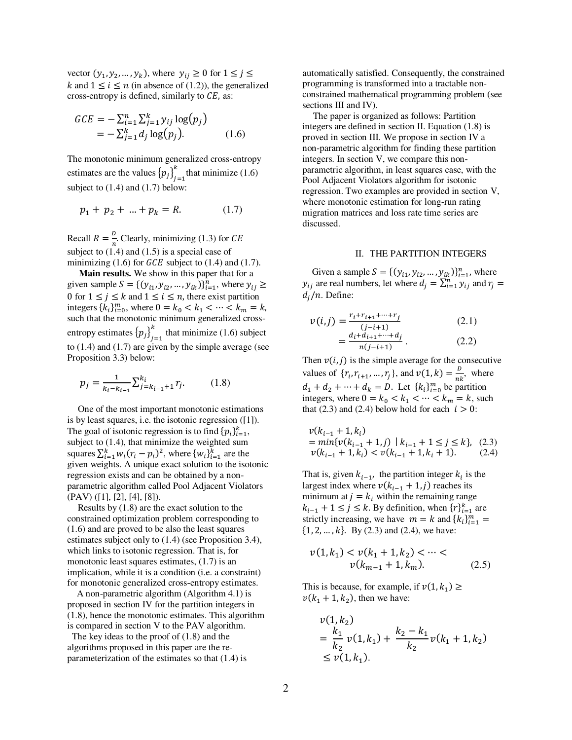vector $(y_1, y_2, \ldots, y_k)$, where $y_{ij} \geq 0$ for $1 \leq j \leq k$ and $1 \leq i \leq n$ (in absence of (1.2)), the generalized cross-entropy is defined, similarly to $CE$, as:

$$
\begin{aligned}
GCE &= -\sum_{i=1}^{n} \sum_{j=1}^{k} y_{ij} \log(p_j) \\
&= -\sum_{j=1}^{k} d_j \log(p_j). \qquad (1.6)
\end{aligned}
$$

The monotonic minimum generalized cross-entropy estimates are the values $\{p_j\}_{j=1}^{k}$ that minimize (1.6) subject to (1.4) and (1.7) below:

$$p_1 + p_2 + \ldots + p_k = R. \qquad (1.7)$$

Recall $R = \frac{D}{n}$. Clearly, minimizing (1.3) for $CE$ subject to (1.4) and (1.5) is a special case of minimizing (1.6) for $GCE$ subject to (1.4) and (1.7).

**Main results.** We show in this paper that for a given sample $S = \{(y_{i1}, y_{i2}, \ldots, y_{ik})\}_{i=1}^{n}$, where $y_{ij} \geq 0$ for $1 \leq j \leq k$ and $1 \leq i \leq n$, there exist partition integers $\{k_i\}_{i=0}^{m}$, where $0 = k_0 < k_1 < \cdots < k_m = k$, such that the monotonic minimum generalized cross-entropy estimates $\{p_j\}_{j=1}^{k}$ that minimize (1.6) subject to (1.4) and (1.7) are given by the simple average (see Proposition 3.3) below:

$$p_j = \frac{1}{k_i - k_{i-1}} \sum_{j=k_{i-1}+1}^{k_i} r_j. \qquad (1.8)$$

One of the most important monotonic estimations is by least squares, i.e. the isotonic regression ([1]). The goal of isotonic regression is to find $\{p_i\}_{i=1}^{k}$, subject to (1.4), that minimize the weighted sum squares $\sum_{i=1}^{k} w_i (r_i - p_i)^2$, where $\{w_i\}_{i=1}^{k}$ are the given weights. A unique exact solution to the isotonic regression exists and can be obtained by a non-parametric algorithm called Pool Adjacent Violators (PAV) ([1], [2], [4], [8]).

Results by (1.8) are the exact solution to the constrained optimization problem corresponding to (1.6) and are proved to be also the least squares estimates subject only to (1.4) (see Proposition 3.4), which links to isotonic regression. That is, for monotonic least squares estimates, (1.7) is an implication, while it is a condition (i.e. a constraint) for monotonic generalized cross-entropy estimates.

A non-parametric algorithm (Algorithm 4.1) is proposed in section IV for the partition integers in (1.8), hence the monotonic estimates. This algorithm is compared in section V to the PAV algorithm.

The key ideas to the proof of (1.8) and the algorithms proposed in this paper are the re-parameterization of the estimates so that (1.4) is automatically satisfied. Consequently, the constrained programming is transformed into a tractable non-constrained mathematical programming problem (see sections III and IV).

The paper is organized as follows: Partition integers are defined in section II. Equation (1.8) is proved in section III. We propose in section IV a non-parametric algorithm for finding these partition integers. In section V, we compare this non-parametric algorithm, in least squares case, with the Pool Adjacent Violators algorithm for isotonic regression. Two examples are provided in section V, where monotonic estimation for long-run rating migration matrices and loss rate time series are discussed.

## II. THE PARTITION INTEGERS

Given a sample $S = \{(y_{i1}, y_{i2}, \ldots, y_{ik})\}_{i=1}^{n}$, where $y_{ij}$ are real numbers, let where $d_j = \sum_{i=1}^{n} y_{ij}$ and $r_j = d_j / n$. Define:

$$
\begin{aligned}
v(i,j) &= \frac{r_i + r_{i+1} + \cdots + r_j}{(j-i+1)} \qquad (2.1) \\
&= \frac{d_i + d_{i+1} + \cdots + d_j}{n(j-i+1)}. \qquad (2.2)
\end{aligned}
$$

Then $v(i,j)$ is the simple average for the consecutive values of $\{r_i, r_{i+1}, \ldots, r_j\}$, and $v(1,k) = \frac{D}{nk}$, where $d_1 + d_2 + \cdots + d_k = D$. Let $\{k_i\}_{i=0}^{m}$ be partition integers, where $0 = k_0 < k_1 < \cdots < k_m = k$, such that (2.3) and (2.4) below hold for each $i > 0$:

$$
\begin{aligned}
&v(k_{i-1}+1, k_i) \\
&= \min\{v(k_{i-1}+1, j) \mid k_{i-1}+1 \leq j \leq k\}, \quad (2.3) \\
&v(k_{i-1}+1, k_i) < v(k_{i-1}+1, k_i+1). \qquad (2.4)
\end{aligned}
$$

That is, given $k_{i-1}$, the partition integer $k_i$ is the largest index where $v(k_{i-1}+1, j)$ reaches its minimum at $j = k_i$ within the remaining range $k_{i-1}+1 \leq j \leq k$. By definition, when $\{r\}_{i=1}^{k}$ are strictly increasing, we have $m = k$ and $\{k_i\}_{i=1}^{m} = \{1, 2, \ldots, k\}$. By (2.3) and (2.4), we have:

$$
\begin{aligned}
&v(1, k_1) < v(k_1+1, k_2) < \cdots < \\
&\qquad v(k_{m-1}+1, k_m). \qquad (2.5)
\end{aligned}
$$

This is because, for example, if $v(1,k_1) \geq v(k_1+1, k_2)$, then we have:

$$
\begin{aligned}
&v(1, k_2) \\
&= \frac{k_1}{k_2} v(1, k_1) + \frac{k_2 - k_1}{k_2} v(k_1+1, k_2) \\
&\leq v(1, k_1).
\end{aligned}
$$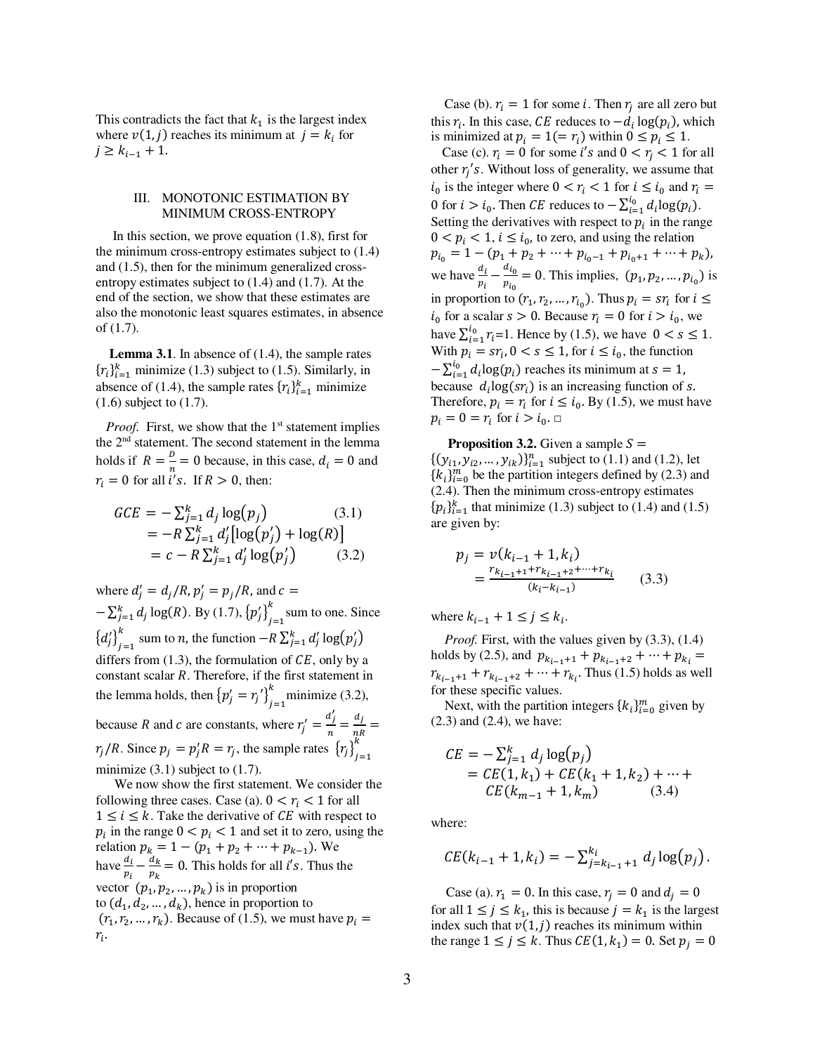This contradicts the fact that $k_1$ is the largest index where $v(1, j)$ reaches its minimum at $j = k_i$ for $j \geq k_{i-1} + 1$.

## III. MONOTONIC ESTIMATION BY MINIMUM CROSS-ENTROPY

In this section, we prove equation (1.8), first for the minimum cross-entropy estimates subject to (1.4) and (1.5), then for the minimum generalized cross-entropy estimates subject to (1.4) and (1.7). At the end of the section, we show that these estimates are also the monotonic least squares estimates, in absence of (1.7).

**Lemma 3.1**. In absence of (1.4), the sample rates $\{r_i\}_{i=1}^k$ minimize (1.3) subject to (1.5). Similarly, in absence of (1.4), the sample rates $\{r_i\}_{i=1}^k$ minimize (1.6) subject to (1.7).

*Proof.* First, we show that the 1st statement implies the 2nd statement. The second statement in the lemma holds if $R = \frac{D}{n} = 0$ because, in this case, $d_i = 0$ and $r_i = 0$ for all $i's$. If $R > 0$, then:

$$
\begin{aligned}
GCE &= -\sum_{j=1}^k d_j \log(p_j) &(3.1)\\
&= -R \sum_{j=1}^k d_j' [\log(p_j') + \log(R)] \\
&= c - R \sum_{j=1}^k d_j' \log(p_j') &(3.2)
\end{aligned}
$$

where $d_j' = d_j/R$, $p_j' = p_j/R$, and $c = -\sum_{j=1}^k d_j \log(R)$. By (1.7), $\{p_j'\}_{j=1}^k$ sum to one. Since $\{d_j'\}_{j=1}^k$ sum to $n$, the function $-R\sum_{j=1}^k d_j' \log(p_j')$ differs from (1.3), the formulation of $CE$, only by a constant scalar $R$. Therefore, if the first statement in the lemma holds, then $\{p_j' = r_j'\}_{j=1}^k$ minimize (3.2), because $R$ and $c$ are constants, where $r_j' = \frac{d_j'}{n} = \frac{d_j}{nR} = r_j/R$. Since $p_j = p_j'R = r_j$, the sample rates $\{r_j\}_{j=1}^k$ minimize (3.1) subject to (1.7).

We now show the first statement. We consider the following three cases. Case (a). $0 < r_i < 1$ for all $1 \leq i \leq k$. Take the derivative of $CE$ with respect to $p_i$ in the range $0 < p_i < 1$ and set it to zero, using the relation $p_k = 1 - (p_1 + p_2 + \cdots + p_{k-1})$. We have $\frac{d_i}{p_i} - \frac{d_k}{p_k} = 0$. This holds for all $i's$. Thus the vector $(p_1, p_2, \ldots, p_k)$ is in proportion to $(d_1, d_2, \ldots, d_k)$, hence in proportion to $(r_1, r_2, \ldots, r_k)$. Because of (1.5), we must have $p_i = r_i$.

Case (b). $r_i = 1$ for some $i$. Then $r_j$ are all zero but this $r_i$. In this case, $CE$ reduces to $-d_i \log(p_i)$, which is minimized at $p_i = 1 (= r_i)$ within $0 \leq p_i \leq 1$.

Case (c). $r_i = 0$ for some $i's$ and $0 < r_j < 1$ for all other $r_j's$. Without loss of generality, we assume that $i_0$ is the integer where $0 < r_i < 1$ for $i \leq i_0$ and $r_i = 0$ for $i > i_0$. Then $CE$ reduces to $-\sum_{i=1}^{i_0} d_i \log(p_i)$. Setting the derivatives with respect to $p_i$ in the range $0 < p_i < 1$, $i \leq i_0$, to zero, and using the relation $p_{i_0} = 1 - (p_1 + p_2 + \cdots + p_{i_0-1} + p_{i_0+1} + \cdots + p_k)$, we have $\frac{d_i}{p_i} - \frac{d_{i_0}}{p_{i_0}} = 0$. This implies, $(p_1, p_2, \ldots, p_{i_0})$ is in proportion to $(r_1, r_2, \ldots, r_{i_0})$. Thus $p_i = sr_i$ for $i \leq i_0$ for a scalar $s > 0$. Because $r_i = 0$ for $i > i_0$, we have $\sum_{i=1}^{i_0} r_i = 1$. Hence by (1.5), we have $0 < s \leq 1$. With $p_i = sr_i, 0 < s \leq 1$, for $i \leq i_0$, the function $-\sum_{i=1}^{i_0} d_i \log(p_i)$ reaches its minimum at $s = 1$, because $d_i \log(sr_i)$ is an increasing function of $s$. Therefore, $p_i = r_i$ for $i \leq i_0$. By (1.5), we must have $p_i = 0 = r_i$ for $i > i_0$. □

**Proposition 3.2.** Given a sample $S = \{(y_{i1}, y_{i2}, \ldots, y_{ik})\}_{i=1}^n$ subject to (1.1) and (1.2), let $\{k_i\}_{i=0}^m$ be the partition integers defined by (2.3) and (2.4). Then the minimum cross-entropy estimates $\{p_i\}_{i=1}^k$ that minimize (1.3) subject to (1.4) and (1.5) are given by:

$$
\begin{aligned}
p_j &= v(k_{i-1} + 1, k_i) \\
&= \frac{r_{k_{i-1}+1} + r_{k_{i-1}+2} + \cdots + r_{k_i}}{(k_i - k_{i-1})} \qquad (3.3)
\end{aligned}
$$

where $k_{i-1} + 1 \leq j \leq k_i$.

*Proof.* First, with the values given by (3.3), (1.4) holds by (2.5), and $p_{k_{i-1}+1} + p_{k_{i-1}+2} + \cdots + p_{k_i} = r_{k_{i-1}+1} + r_{k_{i-1}+2} + \cdots + r_{k_i}$. Thus (1.5) holds as well for these specific values.

Next, with the partition integers $\{k_i\}_{i=0}^m$ given by (2.3) and (2.4), we have:

$$
\begin{aligned}
CE &= -\sum_{j=1}^k d_j \log(p_j) \\
&= CE(1, k_1) + CE(k_1 + 1, k_2) + \cdots + \\
&\quad CE(k_{m-1} + 1, k_m) \qquad (3.4)
\end{aligned}
$$

where:

$$
CE(k_{i-1} + 1, k_i) = -\sum_{j=k_{i-1}+1}^{k_i} d_j \log(p_j).
$$

Case (a). $r_1 = 0$. In this case, $r_j = 0$ and $d_j = 0$ for all $1 \leq j \leq k_1$, this is because $j = k_1$ is the largest index such that $v(1, j)$ reaches its minimum within the range $1 \leq j \leq k$. Thus $CE(1, k_1) = 0$. Set $p_j = 0$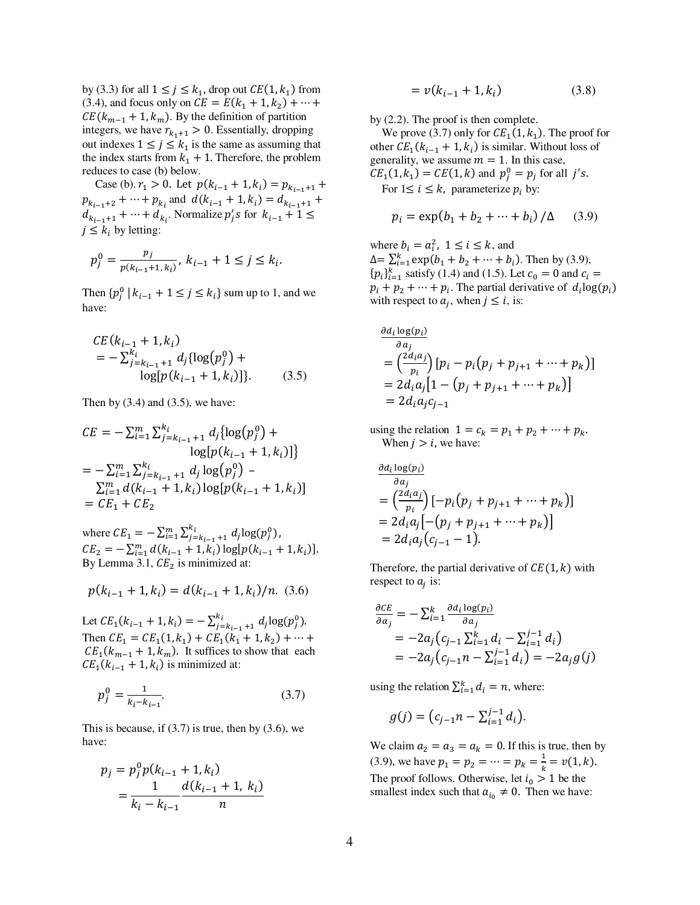by (3.3) for all $1 \le j \le k_1$, drop out $CE(1, k_1)$ from (3.4), and focus only on $CE = E(k_1 + 1, k_2) + \cdots + CE(k_{m-1} + 1, k_m)$. By the definition of partition integers, we have $r_{k_1+1} > 0$. Essentially, dropping out indexes $1 \le j \le k_1$ is the same as assuming that the index starts from $k_1 + 1$. Therefore, the problem reduces to case (b) below.

Case (b). $r_1 > 0$. Let $p(k_{i-1} + 1, k_i) = p_{k_{i-1}+1} + p_{k_{i-1}+2} + \cdots + p_{k_i}$ and $d(k_{i-1} + 1, k_i) = d_{k_{i-1}+1} + d_{k_{i-1}+1} + \cdots + d_{k_i}$. Normalize $p_j's$ for $k_{i-1} + 1 \le j \le k_i$ by letting:

$$p_j^0 = \frac{p_j}{p(k_{i-1}+1, k_i)}, \; k_{i-1} + 1 \le j \le k_i.$$

Then $\{p_j^0 \mid k_{i-1} + 1 \le j \le k_i\}$ sum up to 1, and we have:

$$\begin{aligned} &CE(k_{i-1} + 1, k_i) \\ &= -\sum_{j=k_{i-1}+1}^{k_i} d_j \{\log(p_j^0) + \log[p(k_{i-1} + 1, k_i)]\}. \end{aligned} \quad (3.5)$$

Then by (3.4) and (3.5), we have:

$$\begin{aligned} CE &= -\sum_{i=1}^{m} \sum_{j=k_{i-1}+1}^{k_i} d_j \{\log(p_j^0) + \log[p(k_{i-1} + 1, k_i)]\} \\ &= -\sum_{i=1}^{m} \sum_{j=k_{i-1}+1}^{k_i} d_j \log(p_j^0) - \sum_{i=1}^{m} d(k_{i-1} + 1, k_i) \log[p(k_{i-1} + 1, k_i)] \\ &= CE_1 + CE_2 \end{aligned}$$

where $CE_1 = -\sum_{i=1}^{m} \sum_{j=k_{i-1}+1}^{k_i} d_j \log(p_j^0)$, $CE_2 = -\sum_{i=1}^{m} d(k_{i-1} + 1, k_i) \log[p(k_{i-1} + 1, k_i)]$. By Lemma 3.1, $CE_2$ is minimized at:

$$p(k_{i-1} + 1, k_i) = d(k_{i-1} + 1, k_i)/n. \quad (3.6)$$

Let $CE_1(k_{i-1} + 1, k_i) = -\sum_{j=k_{i-1}+1}^{k_i} d_j \log(p_j^0)$. Then $CE_1 = CE_1(1, k_1) + CE_1(k_1 + 1, k_2) + \cdots + CE_1(k_{m-1} + 1, k_m)$. It suffices to show that each $CE_1(k_{i-1} + 1, k_i)$ is minimized at:

$$p_j^0 = \frac{1}{k_i - k_{i-1}}. \quad (3.7)$$

This is because, if (3.7) is true, then by (3.6), we have:

$$\begin{aligned} p_j &= p_j^0 p(k_{i-1} + 1, k_i) \\ &= \frac{1}{k_i - k_{i-1}} \frac{d(k_{i-1} + 1, \; k_i)}{n} \\ &= v(k_{i-1} + 1, k_i) \end{aligned} \quad (3.8)$$

by (2.2). The proof is then complete.

We prove (3.7) only for $CE_1(1, k_1)$. The proof for other $CE_1(k_{i-1} + 1, k_i)$ is similar. Without loss of generality, we assume $m = 1$. In this case, $CE_1(1, k_1) = CE(1, k)$ and $p_j^0 = p_j$ for all $j's$.

For $1 \le i \le k$, parameterize $p_i$ by:

$$p_i = \exp(b_1 + b_2 + \cdots + b_i)/\Delta \quad (3.9)$$

where $b_i = a_i^2$, $1 \le i \le k$, and $\Delta = \sum_{i=1}^{k} \exp(b_1 + b_2 + \cdots + b_i)$. Then by (3.9), $\{p_i\}_{i=1}^{k}$ satisfy (1.4) and (1.5). Let $c_0 = 0$ and $c_i = p_i + p_2 + \cdots + p_i$. The partial derivative of $d_i \log(p_i)$ with respect to $a_j$, when $j \le i$, is:

$$\begin{aligned} &\frac{\partial d_i \log(p_i)}{\partial a_j} \\ &= \left(\frac{2 d_i a_j}{p_i}\right)[p_i - p_i(p_j + p_{j+1} + \cdots + p_k)] \\ &= 2 d_i a_j [1 - (p_j + p_{j+1} + \cdots + p_k)] \\ &= 2 d_i a_j c_{j-1} \end{aligned}$$

using the relation $1 = c_k = p_1 + p_2 + \cdots + p_k$.

When $j > i$, we have:

$$\begin{aligned} &\frac{\partial d_i \log(p_i)}{\partial a_j} \\ &= \left(\frac{2 d_i a_j}{p_i}\right)[-p_i(p_j + p_{j+1} + \cdots + p_k)] \\ &= 2 d_i a_j [-(p_j + p_{j+1} + \cdots + p_k)] \\ &= 2 d_i a_j (c_{j-1} - 1). \end{aligned}$$

Therefore, the partial derivative of $CE(1, k)$ with respect to $a_j$ is:

$$\begin{aligned} \frac{\partial CE}{\partial a_j} &= -\sum_{i=1}^{k} \frac{\partial d_i \log(p_i)}{\partial a_j} \\ &= -2 a_j \left(c_{j-1} \sum_{i=1}^{k} d_i - \sum_{i=1}^{j-1} d_i\right) \\ &= -2 a_j \left(c_{j-1} n - \sum_{i=1}^{j-1} d_i\right) = -2 a_j g(j) \end{aligned}$$

using the relation $\sum_{i=1}^{k} d_i = n$, where:

$$g(j) = \left(c_{j-1} n - \sum_{i=1}^{j-1} d_i\right).$$

We claim $a_2 = a_3 = a_k = 0$. If this is true, then by (3.9), we have $p_1 = p_2 = \cdots = p_k = \frac{1}{k} = v(1, k)$. The proof follows. Otherwise, let $i_0 > 1$ be the smallest index such that $a_{i_0} \ne 0$. Then we have: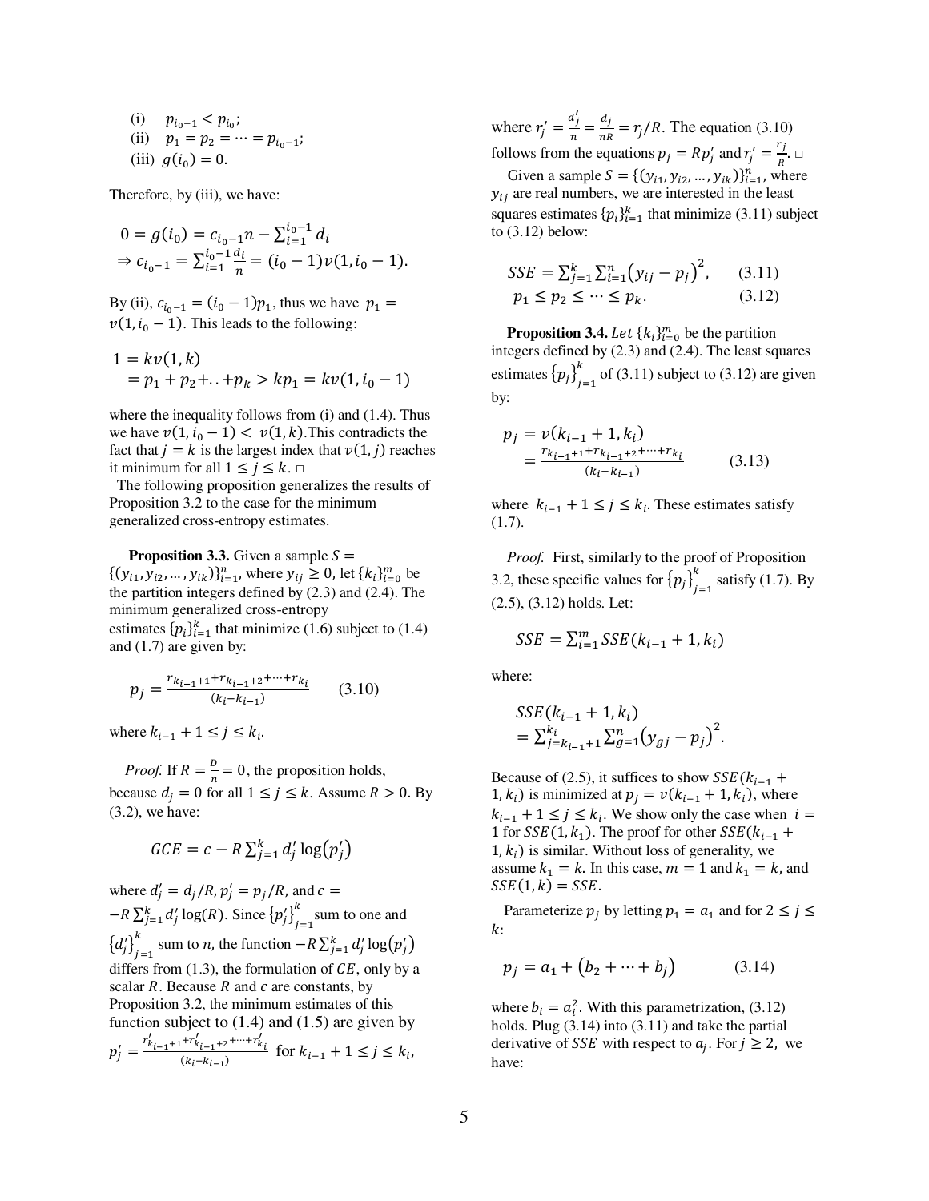(i) $p_{i_0-1} < p_{i_0}$;
(ii) $p_1 = p_2 = \cdots = p_{i_0-1}$;
(iii) $g(i_0) = 0$.

Therefore, by (iii), we have:

$$0 = g(i_0) = c_{i_0-1}n - \sum_{i=1}^{i_0-1} d_i$$
$$\Rightarrow c_{i_0-1} = \sum_{i=1}^{i_0-1} \frac{d_i}{n} = (i_0 - 1)v(1, i_0 - 1).$$

By (ii), $c_{i_0-1} = (i_0 - 1)p_1$, thus we have $p_1 = v(1, i_0 - 1)$. This leads to the following:

$$1 = kv(1, k)$$
$$= p_1 + p_2 + .. + p_k > kp_1 = kv(1, i_0 - 1)$$

where the inequality follows from (i) and (1.4). Thus we have $v(1, i_0 - 1) < v(1, k)$.This contradicts the fact that $j = k$ is the largest index that $v(1, j)$ reaches it minimum for all $1 \le j \le k$. □

The following proposition generalizes the results of Proposition 3.2 to the case for the minimum generalized cross-entropy estimates.

**Proposition 3.3.** Given a sample $S = \{(y_{i1}, y_{i2}, \dots, y_{ik})\}_{i=1}^{n}$, where $y_{ij} \ge 0$, let $\{k_i\}_{i=0}^{m}$ be the partition integers defined by (2.3) and (2.4). The minimum generalized cross-entropy estimates $\{p_i\}_{i=1}^{k}$ that minimize (1.6) subject to (1.4) and (1.7) are given by:

$$p_j = \frac{r_{k_{i-1}+1} + r_{k_{i-1}+2} + \cdots + r_{k_i}}{(k_i - k_{i-1})} \qquad (3.10)$$

where $k_{i-1} + 1 \le j \le k_i$.

*Proof.* If $R = \frac{D}{n} = 0$, the proposition holds, because $d_j = 0$ for all $1 \le j \le k$. Assume $R > 0$. By (3.2), we have:

$$GCE = c - R\sum_{j=1}^{k} d'_j \log(p'_j)$$

where $d'_j = d_j/R$, $p'_j = p_j/R$, and $c = -R\sum_{j=1}^{k} d'_j \log(R)$. Since $\{p'_j\}_{j=1}^{k}$ sum to one and $\{d'_j\}_{j=1}^{k}$ sum to $n$, the function $-R\sum_{j=1}^{k} d'_j \log(p'_j)$ differs from (1.3), the formulation of $CE$, only by a scalar $R$. Because $R$ and $c$ are constants, by Proposition 3.2, the minimum estimates of this function subject to (1.4) and (1.5) are given by $p'_j = \frac{r'_{k_{i-1}+1} + r'_{k_{i-1}+2} + \cdots + r'_{k_i}}{(k_i - k_{i-1})}$ for $k_{i-1} + 1 \le j \le k_i$, where $r'_j = \frac{d'_j}{n} = \frac{d_j}{nR} = r_j/R$. The equation (3.10) follows from the equations $p_j = Rp'_j$ and $r'_j = \frac{r_j}{R}$. □

Given a sample $S = \{(y_{i1}, y_{i2}, \dots, y_{ik})\}_{i=1}^{n}$, where $y_{ij}$ are real numbers, we are interested in the least squares estimates $\{p_i\}_{i=1}^{k}$ that minimize (3.11) subject to (3.12) below:

$$SSE = \sum_{j=1}^{k}\sum_{i=1}^{n}\left(y_{ij} - p_j\right)^2, \qquad (3.11)$$
$$p_1 \le p_2 \le \cdots \le p_k. \qquad (3.12)$$

**Proposition 3.4.** *Let* $\{k_i\}_{i=0}^{m}$ be the partition integers defined by (2.3) and (2.4). The least squares estimates $\{p_j\}_{j=1}^{k}$ of (3.11) subject to (3.12) are given by:

$$p_j = v(k_{i-1} + 1, k_i)$$
$$= \frac{r_{k_{i-1}+1} + r_{k_{i-1}+2} + \cdots + r_{k_i}}{(k_i - k_{i-1})} \qquad (3.13)$$

where $k_{i-1} + 1 \le j \le k_i$. These estimates satisfy (1.7).

*Proof.* First, similarly to the proof of Proposition 3.2, these specific values for $\{p_j\}_{j=1}^{k}$ satisfy (1.7). By (2.5), (3.12) holds. Let:

$$SSE = \sum_{i=1}^{m} SSE(k_{i-1} + 1, k_i)$$

where:

$$SSE(k_{i-1} + 1, k_i)$$
$$= \sum_{j=k_{i-1}+1}^{k_i}\sum_{g=1}^{n}\left(y_{gj} - p_j\right)^2.$$

Because of (2.5), it suffices to show $SSE(k_{i-1} + 1, k_i)$ is minimized at $p_j = v(k_{i-1} + 1, k_i)$, where $k_{i-1} + 1 \le j \le k_i$. We show only the case when $i = 1$ for $SSE(1, k_1)$. The proof for other $SSE(k_{i-1} + 1, k_i)$ is similar. Without loss of generality, we assume $k_1 = k$. In this case, $m = 1$ and $k_1 = k$, and $SSE(1, k) = SSE$.

Parameterize $p_j$ by letting $p_1 = a_1$ and for $2 \le j \le k$:

$$p_j = a_1 + \left(b_2 + \cdots + b_j\right) \qquad (3.14)$$

where $b_i = a_i^2$. With this parametrization, (3.12) holds. Plug (3.14) into (3.11) and take the partial derivative of $SSE$ with respect to $a_j$. For $j \ge 2$, we have: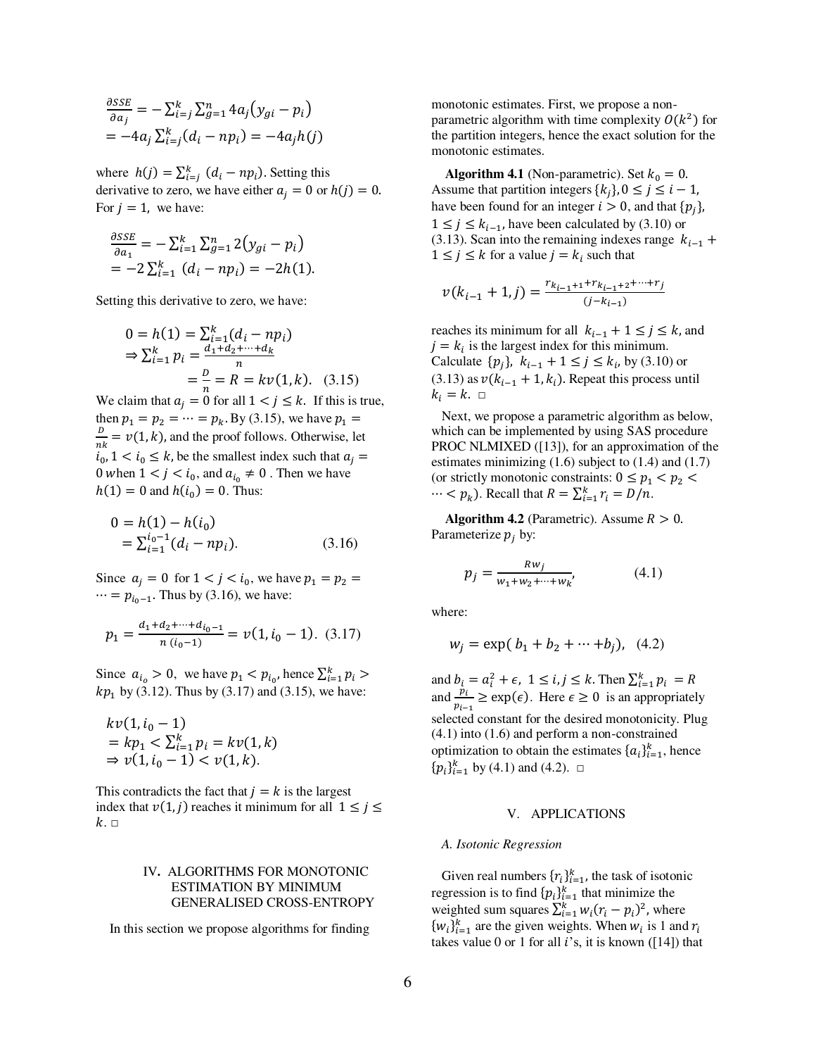$$\frac{\partial SSE}{\partial a_j} = -\sum_{i=j}^{k}\sum_{g=1}^{n} 4a_j\left(y_{gi} - p_i\right)$$
$$= -4a_j \sum_{i=j}^{k}(d_i - np_i) = -4a_j h(j)$$

where $h(j) = \sum_{i=j}^{k} (d_i - np_i)$. Setting this derivative to zero, we have either $a_j = 0$ or $h(j) = 0$. For $j = 1$, we have:

$$\frac{\partial SSE}{\partial a_1} = -\sum_{i=1}^{k}\sum_{g=1}^{n} 2\left(y_{gi} - p_i\right)$$
$$= -2\sum_{i=1}^{k} (d_i - np_i) = -2h(1).$$

Setting this derivative to zero, we have:

$$0 = h(1) = \sum_{i=1}^{k}(d_i - np_i)$$
$$\Rightarrow \sum_{i=1}^{k} p_i = \frac{d_1 + d_2 + \cdots + d_k}{n}$$
$$= \frac{D}{n} = R = kv(1,k). \quad (3.15)$$

We claim that $a_j = 0$ for all $1 < j \le k$. If this is true, then $p_1 = p_2 = \cdots = p_k$. By (3.15), we have $p_1 = \frac{D}{nk} = v(1,k)$, and the proof follows. Otherwise, let $i_0, 1 < i_0 \le k$, be the smallest index such that $a_j = 0$ when $1 < j < i_0$, and $a_{i_0} \ne 0$ . Then we have $h(1) = 0$ and $h(i_0) = 0$. Thus:

$$0 = h(1) - h(i_0)$$
$$= \sum_{i=1}^{i_0-1}(d_i - np_i). \quad (3.16)$$

Since $a_j = 0$ for $1 < j < i_0$, we have $p_1 = p_2 = \cdots = p_{i_0-1}$. Thus by (3.16), we have:

$$p_1 = \frac{d_1 + d_2 + \cdots + d_{i_0-1}}{n\ (i_0 - 1)} = v(1, i_0 - 1). \quad (3.17)$$

Since $a_{i_0} > 0$, we have $p_1 < p_{i_0}$, hence $\sum_{i=1}^{k} p_i > kp_1$ by (3.12). Thus by (3.17) and (3.15), we have:

$$kv(1, i_0 - 1)$$
$$= kp_1 < \sum_{i=1}^{k} p_i = kv(1,k)$$
$$\Rightarrow v(1, i_0 - 1) < v(1,k).$$

This contradicts the fact that $j = k$ is the largest index that $v(1,j)$ reaches it minimum for all $1 \le j \le k$. □

# IV. ALGORITHMS FOR MONOTONIC ESTIMATION BY MINIMUM GENERALISED CROSS-ENTROPY

In this section we propose algorithms for finding monotonic estimates. First, we propose a non-parametric algorithm with time complexity $O(k^2)$ for the partition integers, hence the exact solution for the monotonic estimates.

**Algorithm 4.1** (Non-parametric). Set $k_0 = 0$. Assume that partition integers $\{k_j\}, 0 \le j \le i-1$, have been found for an integer $i > 0$, and that $\{p_j\}$, $1 \le j \le k_{i-1}$, have been calculated by (3.10) or (3.13). Scan into the remaining indexes range $k_{i-1} + 1 \le j \le k$ for a value $j = k_i$ such that

$$v(k_{i-1} + 1, j) = \frac{r_{k_{i-1}+1} + r_{k_{i-1}+2} + \cdots + r_j}{(j - k_{i-1})}$$

reaches its minimum for all $k_{i-1} + 1 \le j \le k$, and $j = k_i$ is the largest index for this minimum. Calculate $\{p_j\}$, $k_{i-1} + 1 \le j \le k_i$, by (3.10) or (3.13) as $v(k_{i-1} + 1, k_i)$. Repeat this process until $k_i = k$. □

Next, we propose a parametric algorithm as below, which can be implemented by using SAS procedure PROC NLMIXED ([13]), for an approximation of the estimates minimizing (1.6) subject to (1.4) and (1.7) (or strictly monotonic constraints: $0 \le p_1 < p_2 < \cdots < p_k$). Recall that $R = \sum_{i=1}^{k} r_i = D/n$.

**Algorithm 4.2** (Parametric). Assume $R > 0$. Parameterize $p_j$ by:

$$p_j = \frac{Rw_j}{w_1 + w_2 + \cdots + w_k}, \quad (4.1)$$

where:

$$w_j = \exp(\, b_1 + b_2 + \cdots + b_j), \quad (4.2)$$

and $b_i = a_i^2 + \epsilon,\ 1 \le i, j \le k$. Then $\sum_{i=1}^{k} p_i = R$ and $\frac{p_i}{p_{i-1}} \ge \exp(\epsilon)$. Here $\epsilon \ge 0$ is an appropriately selected constant for the desired monotonicity. Plug (4.1) into (1.6) and perform a non-constrained optimization to obtain the estimates $\{a_i\}_{i=1}^{k}$, hence $\{p_i\}_{i=1}^{k}$ by (4.1) and (4.2). □

# V. APPLICATIONS

## A. Isotonic Regression

Given real numbers $\{r_i\}_{i=1}^{k}$, the task of isotonic regression is to find $\{p_i\}_{i=1}^{k}$ that minimize the weighted sum squares $\sum_{i=1}^{k} w_i(r_i - p_i)^2$, where $\{w_i\}_{i=1}^{k}$ are the given weights. When $w_i$ is 1 and $r_i$ takes value 0 or 1 for all $i$'s, it is known ([14]) that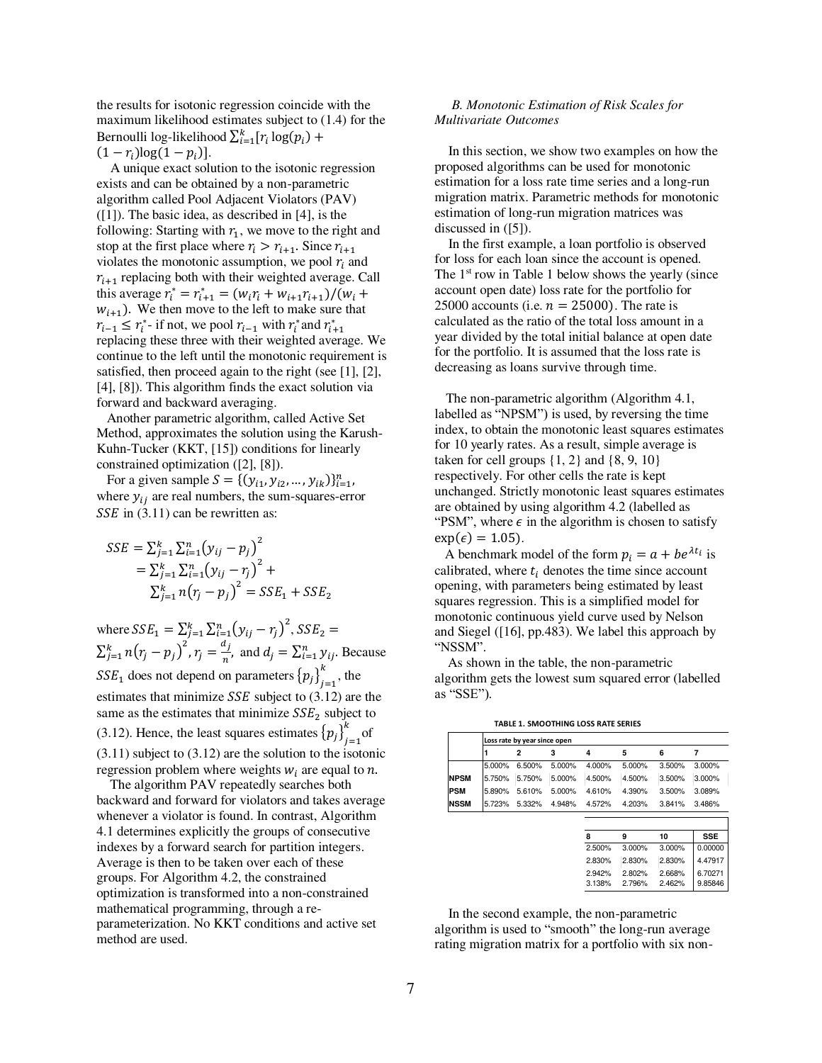the results for isotonic regression coincide with the maximum likelihood estimates subject to (1.4) for the Bernoulli log-likelihood $\sum_{i=1}^{k}[r_i \log(p_i) + (1-r_i)\log(1-p_i)]$.

A unique exact solution to the isotonic regression exists and can be obtained by a non-parametric algorithm called Pool Adjacent Violators (PAV) ([1]). The basic idea, as described in [4], is the following: Starting with $r_1$, we move to the right and stop at the first place where $r_i > r_{i+1}$. Since $r_{i+1}$ violates the monotonic assumption, we pool $r_i$ and $r_{i+1}$ replacing both with their weighted average. Call this average $r_i^* = r_{i+1}^* = (w_i r_i + w_{i+1} r_{i+1})/(w_i + w_{i+1})$. We then move to the left to make sure that $r_{i-1} \le r_i^*$ - if not, we pool $r_{i-1}$ with $r_i^*$ and $r_{i+1}^*$ replacing these three with their weighted average. We continue to the left until the monotonic requirement is satisfied, then proceed again to the right (see [1], [2], [4], [8]). This algorithm finds the exact solution via forward and backward averaging.

Another parametric algorithm, called Active Set Method, approximates the solution using the Karush-Kuhn-Tucker (KKT, [15]) conditions for linearly constrained optimization ([2], [8]).

For a given sample $S = \{(y_{i1}, y_{i2}, \ldots, y_{ik})\}_{i=1}^{n}$, where $y_{ij}$ are real numbers, the sum-squares-error $SSE$ in (3.11) can be rewritten as:

$$
\begin{aligned}
SSE &= \sum_{j=1}^{k}\sum_{i=1}^{n}\left(y_{ij} - p_j\right)^2 \\
&= \sum_{j=1}^{k}\sum_{i=1}^{n}\left(y_{ij} - r_j\right)^2 + \\
&\quad \sum_{j=1}^{k} n\left(r_j - p_j\right)^2 = SSE_1 + SSE_2
\end{aligned}
$$

where $SSE_1 = \sum_{j=1}^{k}\sum_{i=1}^{n}\left(y_{ij} - r_j\right)^2$, $SSE_2 = \sum_{j=1}^{k} n\left(r_j - p_j\right)^2$, $r_j = \frac{d_j}{n}$, and $d_j = \sum_{i=1}^{n} y_{ij}$. Because $SSE_1$ does not depend on parameters $\{p_j\}_{j=1}^{k}$, the estimates that minimize $SSE$ subject to (3.12) are the same as the estimates that minimize $SSE_2$ subject to (3.12). Hence, the least squares estimates $\{p_j\}_{j=1}^{k}$ of (3.11) subject to (3.12) are the solution to the isotonic regression problem where weights $w_i$ are equal to $n$.

The algorithm PAV repeatedly searches both backward and forward for violators and takes average whenever a violator is found. In contrast, Algorithm 4.1 determines explicitly the groups of consecutive indexes by a forward search for partition integers. Average is then to be taken over each of these groups. For Algorithm 4.2, the constrained optimization is transformed into a non-constrained mathematical programming, through a re-parameterization. No KKT conditions and active set method are used.

### *B. Monotonic Estimation of Risk Scales for Multivariate Outcomes*

In this section, we show two examples on how the proposed algorithms can be used for monotonic estimation for a loss rate time series and a long-run migration matrix. Parametric methods for monotonic estimation of long-run migration matrices was discussed in ([5]).

In the first example, a loan portfolio is observed for loss for each loan since the account is opened. The 1st row in Table 1 below shows the yearly (since account open date) loss rate for the portfolio for 25000 accounts (i.e. $n = 25000$). The rate is calculated as the ratio of the total loss amount in a year divided by the total initial balance at open date for the portfolio. It is assumed that the loss rate is decreasing as loans survive through time.

The non-parametric algorithm (Algorithm 4.1, labelled as "NPSM") is used, by reversing the time index, to obtain the monotonic least squares estimates for 10 yearly rates. As a result, simple average is taken for cell groups {1, 2} and {8, 9, 10} respectively. For other cells the rate is kept unchanged. Strictly monotonic least squares estimates are obtained by using algorithm 4.2 (labelled as "PSM", where $\epsilon$ in the algorithm is chosen to satisfy $\exp(\epsilon) = 1.05$).

A benchmark model of the form $p_i = a + be^{\lambda t_i}$ is calibrated, where $t_i$ denotes the time since account opening, with parameters being estimated by least squares regression. This is a simplified model for monotonic continuous yield curve used by Nelson and Siegel ([16], pp.483). We label this approach by "NSSM".

As shown in the table, the non-parametric algorithm gets the lowest sum squared error (labelled as "SSE").

**TABLE 1. SMOOTHING LOSS RATE SERIES**

| | Loss rate by year since open | | | | | | | | | | |
|---|---|---|---|---|---|---|---|---|---|---|---|
| | 1 | 2 | 3 | 4 | 5 | 6 | 7 | 8 | 9 | 10 | SSE |
| | 5.000% | 6.500% | 5.000% | 4.000% | 5.000% | 3.500% | 3.000% | 2.500% | 3.000% | 3.000% | 0.00000 |
| NPSM | 5.750% | 5.750% | 5.000% | 4.500% | 4.500% | 3.500% | 3.000% | 2.830% | 2.830% | 2.830% | 4.47917 |
| PSM | 5.890% | 5.610% | 5.000% | 4.610% | 4.390% | 3.500% | 3.089% | 2.942% | 2.802% | 2.668% | 6.70271 |
| NSSM | 5.723% | 5.332% | 4.948% | 4.572% | 4.203% | 3.841% | 3.486% | 3.138% | 2.796% | 2.462% | 9.85846 |

In the second example, the non-parametric algorithm is used to "smooth" the long-run average rating migration matrix for a portfolio with six non-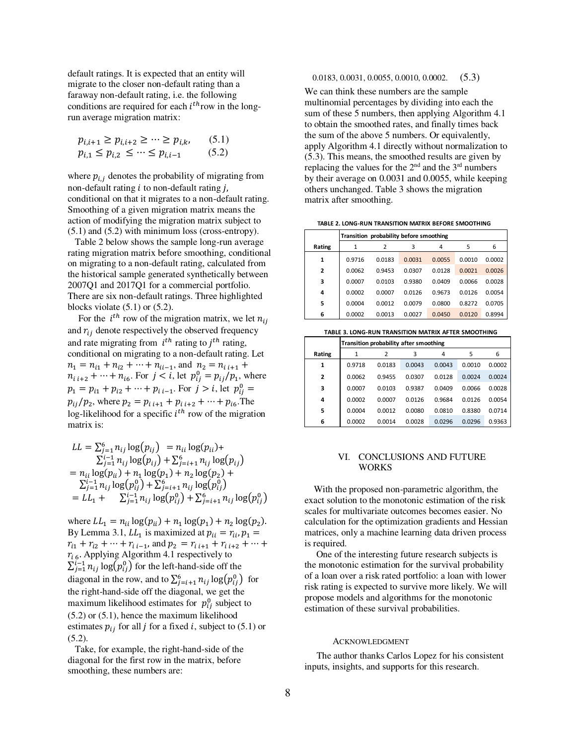default ratings. It is expected that an entity will migrate to the closer non-default rating than a faraway non-default rating, i.e. the following conditions are required for each $i^{th}$ row in the long-run average migration matrix:

$$p_{i,i+1} \geq p_{i,i+2} \geq \cdots \geq p_{i,k}, \qquad (5.1)$$
$$p_{i,1} \leq p_{i,2} \leq \cdots \leq p_{i,i-1} \qquad (5.2)$$

where $p_{i,j}$ denotes the probability of migrating from non-default rating $i$ to non-default rating $j$, conditional on that it migrates to a non-default rating. Smoothing of a given migration matrix means the action of modifying the migration matrix subject to (5.1) and (5.2) with minimum loss (cross-entropy).

Table 2 below shows the sample long-run average rating migration matrix before smoothing, conditional on migrating to a non-default rating, calculated from the historical sample generated synthetically between 2007Q1 and 2017Q1 for a commercial portfolio. There are six non-default ratings. Three highlighted blocks violate (5.1) or (5.2).

For the $i^{th}$ row of the migration matrix, we let $n_{ij}$ and $r_{ij}$ denote respectively the observed frequency and rate migrating from $i^{th}$ rating to $j^{th}$ rating, conditional on migrating to a non-default rating. Let $n_1 = n_{i1} + n_{i2} + \cdots + n_{ii-1}$, and $n_2 = n_{i\,i+1} + n_{i\,i+2} + \cdots + n_{i6}$. For $j < i$, let $p_{ij}^0 = p_{ij}/p_1$, where $p_1 = p_{i1} + p_{i2} + \cdots + p_{i\,i-1}$. For $j > i$, let $p_{ij}^0 = p_{ij}/p_2$, where $p_2 = p_{i\,i+1} + p_{i\,i+2} + \cdots + p_{i6}$. The log-likelihood for a specific $i^{th}$ row of the migration matrix is:

$$\begin{aligned} LL &= \sum_{j=1}^{6} n_{ij}\log(p_{ij}) = n_{ii}\log(p_{ii}) + \sum_{j=1}^{i-1} n_{ij}\log(p_{ij}) + \sum_{j=i+1}^{6} n_{ij}\log(p_{ij}) \\ &= n_{ii}\log(p_{ii}) + n_1\log(p_1) + n_2\log(p_2) + \sum_{j=1}^{i-1} n_{ij}\log(p_{ij}^0) + \sum_{j=i+1}^{6} n_{ij}\log(p_{ij}^0) \\ &= LL_1 + \sum_{j=1}^{i-1} n_{ij}\log(p_{ij}^0) + \sum_{j=i+1}^{6} n_{ij}\log(p_{ij}^0) \end{aligned}$$

where $LL_1 = n_{ii}\log(p_{ii}) + n_1\log(p_1) + n_2\log(p_2)$. By Lemma 3.1, $LL_1$ is maximized at $p_{ii} = r_{ii}, p_1 = r_{i1} + r_{i2} + \cdots + r_{i\,i-1}$, and $p_2 = r_{i\,i+1} + r_{i\,i+2} + \cdots + r_{i\,6}$. Applying Algorithm 4.1 respectively to $\sum_{j=1}^{i-1} n_{ij}\log(p_{ij}^0)$ for the left-hand-side off the diagonal in the row, and to $\sum_{j=i+1}^{6} n_{ij}\log(p_{ij}^0)$ for the right-hand-side off the diagonal, we get the maximum likelihood estimates for $p_{ij}^0$ subject to (5.2) or (5.1), hence the maximum likelihood estimates $p_{ij}$ for all $j$ for a fixed $i$, subject to (5.1) or (5.2).

Take, for example, the right-hand-side of the diagonal for the first row in the matrix, before smoothing, these numbers are:

$$0.0183,\ 0.0031,\ 0.0055,\ 0.0010,\ 0.0002. \qquad (5.3)$$

We can think these numbers are the sample multinomial percentages by dividing into each the sum of these 5 numbers, then applying Algorithm 4.1 to obtain the smoothed rates, and finally times back the sum of the above 5 numbers. Or equivalently, apply Algorithm 4.1 directly without normalization to (5.3). This means, the smoothed results are given by replacing the values for the 2nd and the 3rd numbers by their average on 0.0031 and 0.0055, while keeping others unchanged. Table 3 shows the migration matrix after smoothing.

TABLE 2. LONG-RUN TRANSITION MATRIX BEFORE SMOOTHING

| | Transition probability before smoothing | | | | | |
|---|---|---|---|---|---|---|
| Rating | 1 | 2 | 3 | 4 | 5 | 6 |
| 1 | 0.9716 | 0.0183 | 0.0031 | 0.0055 | 0.0010 | 0.0002 |
| 2 | 0.0062 | 0.9453 | 0.0307 | 0.0128 | 0.0021 | 0.0026 |
| 3 | 0.0007 | 0.0103 | 0.9380 | 0.0409 | 0.0066 | 0.0028 |
| 4 | 0.0002 | 0.0007 | 0.0126 | 0.9673 | 0.0126 | 0.0054 |
| 5 | 0.0004 | 0.0012 | 0.0079 | 0.0800 | 0.8272 | 0.0705 |
| 6 | 0.0002 | 0.0013 | 0.0027 | 0.0450 | 0.0120 | 0.8994 |

TABLE 3. LONG-RUN TRANSITION MATRIX AFTER SMOOTHING

| | Transition probability after smoothing | | | | | |
|---|---|---|---|---|---|---|
| Rating | 1 | 2 | 3 | 4 | 5 | 6 |
| 1 | 0.9718 | 0.0183 | 0.0043 | 0.0043 | 0.0010 | 0.0002 |
| 2 | 0.0062 | 0.9455 | 0.0307 | 0.0128 | 0.0024 | 0.0024 |
| 3 | 0.0007 | 0.0103 | 0.9387 | 0.0409 | 0.0066 | 0.0028 |
| 4 | 0.0002 | 0.0007 | 0.0126 | 0.9684 | 0.0126 | 0.0054 |
| 5 | 0.0004 | 0.0012 | 0.0080 | 0.0810 | 0.8380 | 0.0714 |
| 6 | 0.0002 | 0.0014 | 0.0028 | 0.0296 | 0.0296 | 0.9363 |

## VI. CONCLUSIONS AND FUTURE WORKS

With the proposed non-parametric algorithm, the exact solution to the monotonic estimation of the risk scales for multivariate outcomes becomes easier. No calculation for the optimization gradients and Hessian matrices, only a machine learning data driven process is required.

One of the interesting future research subjects is the monotonic estimation for the survival probability of a loan over a risk rated portfolio: a loan with lower risk rating is expected to survive more likely. We will propose models and algorithms for the monotonic estimation of these survival probabilities.

### ACKNOWLEDGMENT

The author thanks Carlos Lopez for his consistent inputs, insights, and supports for this research.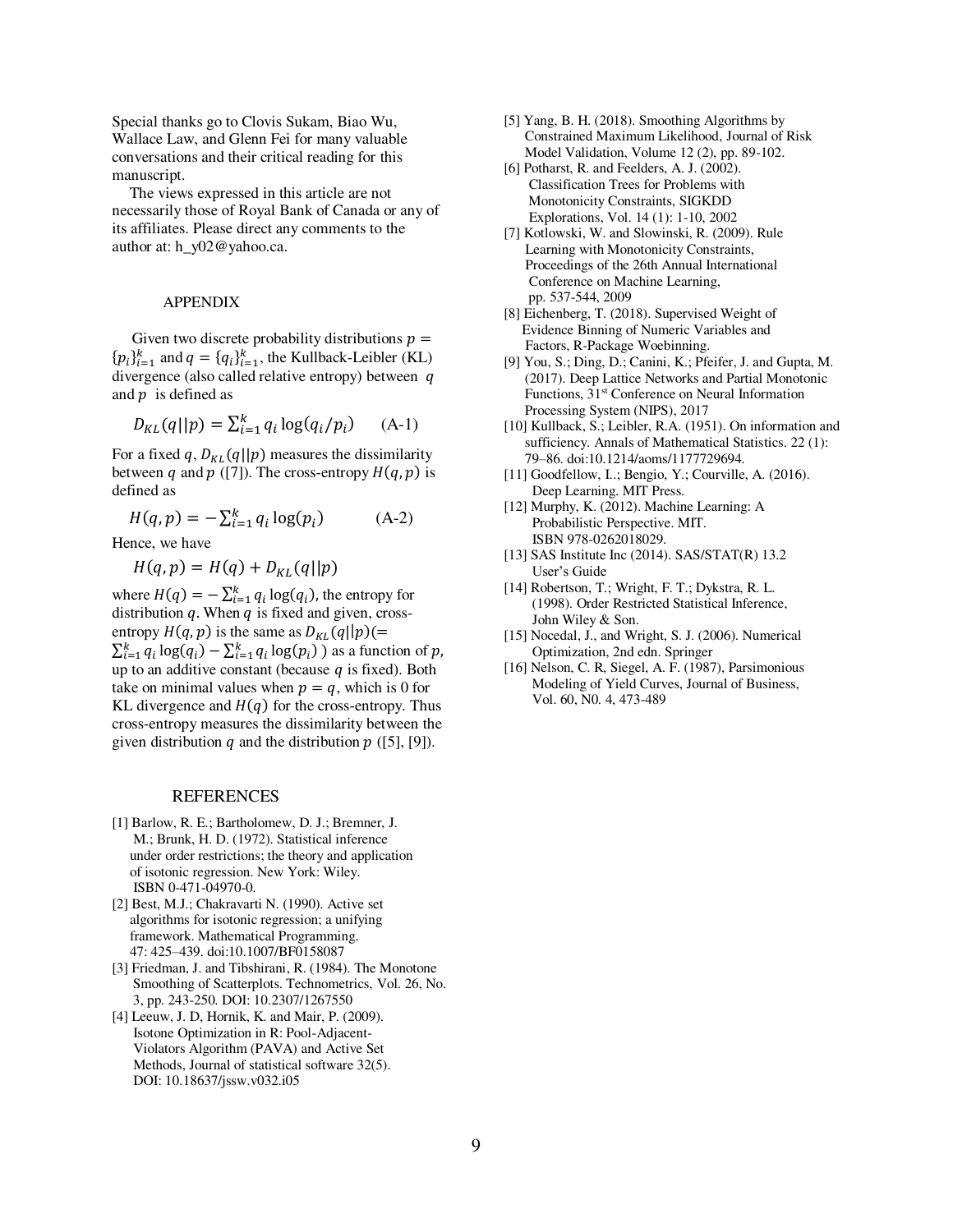Special thanks go to Clovis Sukam, Biao Wu, Wallace Law, and Glenn Fei for many valuable conversations and their critical reading for this manuscript.

The views expressed in this article are not necessarily those of Royal Bank of Canada or any of its affiliates. Please direct any comments to the author at: h_y02@yahoo.ca.

## APPENDIX

Given two discrete probability distributions $p = \{p_i\}_{i=1}^k$ and $q = \{q_i\}_{i=1}^k$, the Kullback-Leibler (KL) divergence (also called relative entropy) between $q$ and $p$ is defined as

$$D_{KL}(q||p) = \sum_{i=1}^k q_i \log(q_i/p_i) \qquad \text{(A-1)}$$

For a fixed $q$, $D_{KL}(q||p)$ measures the dissimilarity between $q$ and $p$ ([7]). The cross-entropy $H(q,p)$ is defined as

$$H(q,p) = -\sum_{i=1}^k q_i \log(p_i) \qquad \text{(A-2)}$$

Hence, we have

$$H(q,p) = H(q) + D_{KL}(q||p)$$

where $H(q) = -\sum_{i=1}^k q_i \log(q_i)$, the entropy for distribution $q$. When $q$ is fixed and given, cross-entropy $H(q,p)$ is the same as $D_{KL}(q||p)(= \sum_{i=1}^k q_i \log(q_i) - \sum_{i=1}^k q_i \log(p_i))$ as a function of $p$, up to an additive constant (because $q$ is fixed). Both take on minimal values when $p = q$, which is 0 for KL divergence and $H(q)$ for the cross-entropy. Thus cross-entropy measures the dissimilarity between the given distribution $q$ and the distribution $p$ ([5], [9]).

## REFERENCES

[1] Barlow, R. E.; Bartholomew, D. J.; Bremner, J. M.; Brunk, H. D. (1972). Statistical inference under order restrictions; the theory and application of isotonic regression. New York: Wiley. ISBN 0-471-04970-0.

[2] Best, M.J.; Chakravarti N. (1990). Active set algorithms for isotonic regression; a unifying framework. Mathematical Programming. 47: 425–439. doi:10.1007/BF0158087

[3] Friedman, J. and Tibshirani, R. (1984). The Monotone Smoothing of Scatterplots. Technometrics, Vol. 26, No. 3, pp. 243-250. DOI: 10.2307/1267550

[4] Leeuw, J. D, Hornik, K. and Mair, P. (2009). Isotone Optimization in R: Pool-Adjacent-Violators Algorithm (PAVA) and Active Set Methods, Journal of statistical software 32(5). DOI: 10.18637/jssw.v032.i05

[5] Yang, B. H. (2018). Smoothing Algorithms by Constrained Maximum Likelihood, Journal of Risk Model Validation, Volume 12 (2), pp. 89-102.

[6] Potharst, R. and Feelders, A. J. (2002). Classification Trees for Problems with Monotonicity Constraints, SIGKDD Explorations, Vol. 14 (1): 1-10, 2002

[7] Kotlowski, W. and Slowinski, R. (2009). Rule Learning with Monotonicity Constraints, Proceedings of the 26th Annual International Conference on Machine Learning, pp. 537-544, 2009

[8] Eichenberg, T. (2018). Supervised Weight of Evidence Binning of Numeric Variables and Factors, R-Package Woebinning.

[9] You, S.; Ding, D.; Canini, K.; Pfeifer, J. and Gupta, M. (2017). Deep Lattice Networks and Partial Monotonic Functions, 31st Conference on Neural Information Processing System (NIPS), 2017

[10] Kullback, S.; Leibler, R.A. (1951). On information and sufficiency. Annals of Mathematical Statistics. 22 (1): 79–86. doi:10.1214/aoms/1177729694.

[11] Goodfellow, I.; Bengio, Y.; Courville, A. (2016). Deep Learning. MIT Press.

[12] Murphy, K. (2012). Machine Learning: A Probabilistic Perspective. MIT. ISBN 978-0262018029.

[13] SAS Institute Inc (2014). SAS/STAT(R) 13.2 User's Guide

[14] Robertson, T.; Wright, F. T.; Dykstra, R. L. (1998). Order Restricted Statistical Inference, John Wiley & Son.

[15] Nocedal, J., and Wright, S. J. (2006). Numerical Optimization, 2nd edn. Springer

[16] Nelson, C. R, Siegel, A. F. (1987), Parsimonious Modeling of Yield Curves, Journal of Business, Vol. 60, N0. 4, 473-489